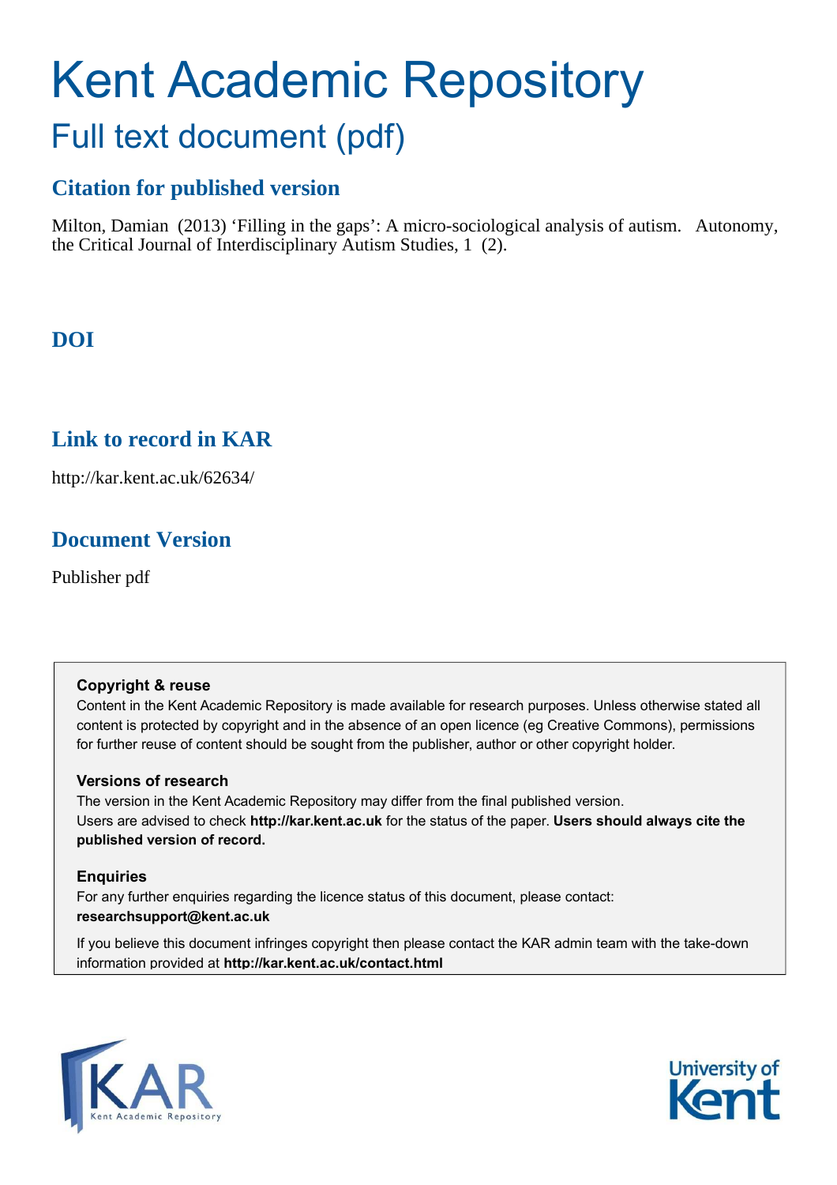# Kent Academic Repository

## Full text document (pdf)

### Citation for published version

Milton, Damian (2013) 'Filling in the gaps': A micro-sociological analysis of autism. Autonomy, the Critical Journal of Interdisciplinary Autism Studies, 1 (2).

### DOI

### Link to record in KAR

http://kar.kent.ac.uk/62634/

### Document Version

Publisher pdf

**Copyright & reuse**

Content in the Kent Academic Repository is made available for research purposes. Unless otherwise stated all content is protected by copyright and in the absence of an open licence (eg Creative Commons), permissions for further reuse of content should be sought from the publisher, author or other copyright holder.

**Versions of research**

The version in the Kent Academic Repository may differ from the final published version. Users are advised to check **http://kar.kent.ac.uk** for the status of the paper. **Users should always cite the published version of record.**

**Enquiries**

For any further enquiries regarding the licence status of this document, please contact: **researchsupport@kent.ac.uk**

If you believe this document infringes copyright then please contact the KAR admin team with the take-down information provided at **http://kar.kent.ac.uk/contact.html**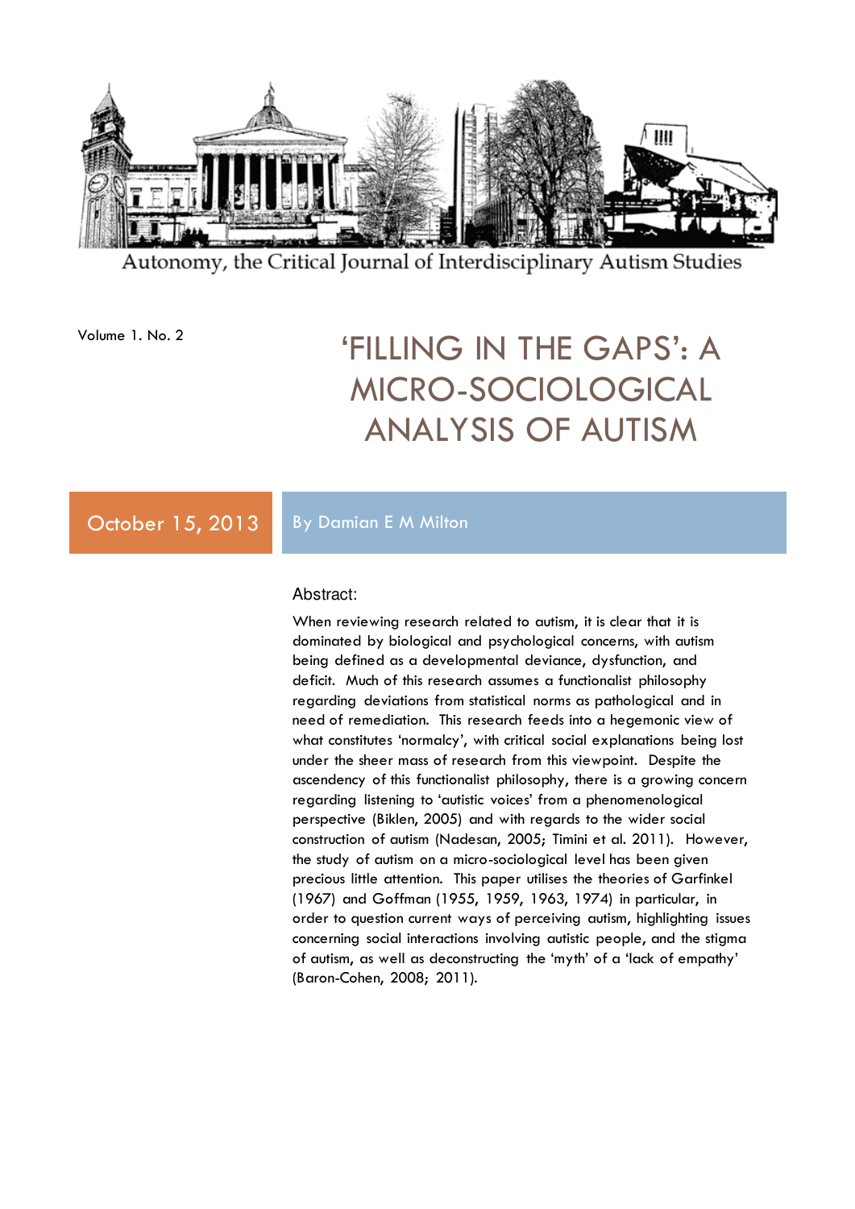Autonomy, the Critical Journal of Interdisciplinary Autism Studies

Volume 1. No. 2

# 'FILLING IN THE GAPS': A MICRO-SOCIOLOGICAL ANALYSIS OF AUTISM

October 15, 2013

By Damian E M Milton

## Abstract:

When reviewing research related to autism, it is clear that it is dominated by biological and psychological concerns, with autism being defined as a developmental deviance, dysfunction, and deficit. Much of this research assumes a functionalist philosophy regarding deviations from statistical norms as pathological and in need of remediation. This research feeds into a hegemonic view of what constitutes 'normalcy', with critical social explanations being lost under the sheer mass of research from this viewpoint. Despite the ascendency of this functionalist philosophy, there is a growing concern regarding listening to 'autistic voices' from a phenomenological perspective (Biklen, 2005) and with regards to the wider social construction of autism (Nadesan, 2005; Timini et al. 2011). However, the study of autism on a micro-sociological level has been given precious little attention. This paper utilises the theories of Garfinkel (1967) and Goffman (1955, 1959, 1963, 1974) in particular, in order to question current ways of perceiving autism, highlighting issues concerning social interactions involving autistic people, and the stigma of autism, as well as deconstructing the 'myth' of a 'lack of empathy' (Baron-Cohen, 2008; 2011).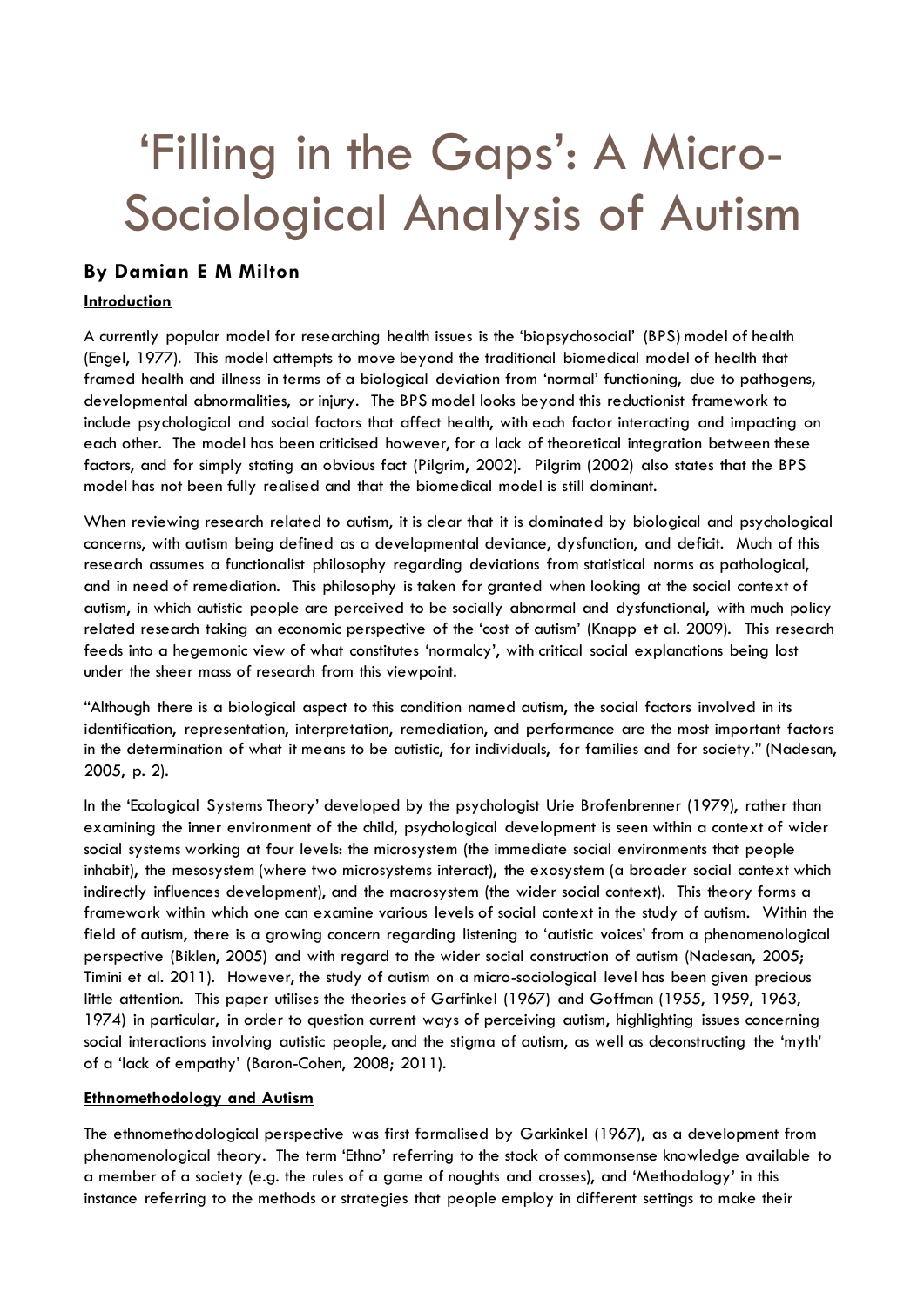# 'Filling in the Gaps': A Micro-Sociological Analysis of Autism

### By Damian E M Milton

**Introduction**

A currently popular model for researching health issues is the 'biopsychosocial' (BPS) model of health (Engel, 1977). This model attempts to move beyond the traditional biomedical model of health that framed health and illness in terms of a biological deviation from 'normal' functioning, due to pathogens, developmental abnormalities, or injury. The BPS model looks beyond this reductionist framework to include psychological and social factors that affect health, with each factor interacting and impacting on each other. The model has been criticised however, for a lack of theoretical integration between these factors, and for simply stating an obvious fact (Pilgrim, 2002). Pilgrim (2002) also states that the BPS model has not been fully realised and that the biomedical model is still dominant.

When reviewing research related to autism, it is clear that it is dominated by biological and psychological concerns, with autism being defined as a developmental deviance, dysfunction, and deficit. Much of this research assumes a functionalist philosophy regarding deviations from statistical norms as pathological, and in need of remediation. This philosophy is taken for granted when looking at the social context of autism, in which autistic people are perceived to be socially abnormal and dysfunctional, with much policy related research taking an economic perspective of the 'cost of autism' (Knapp et al. 2009). This research feeds into a hegemonic view of what constitutes 'normalcy', with critical social explanations being lost under the sheer mass of research from this viewpoint.

"Although there is a biological aspect to this condition named autism, the social factors involved in its identification, representation, interpretation, remediation, and performance are the most important factors in the determination of what it means to be autistic, for individuals, for families and for society." (Nadesan, 2005, p. 2).

In the 'Ecological Systems Theory' developed by the psychologist Urie Brofenbrenner (1979), rather than examining the inner environment of the child, psychological development is seen within a context of wider social systems working at four levels: the microsystem (the immediate social environments that people inhabit), the mesosystem (where two microsystems interact), the exosystem (a broader social context which indirectly influences development), and the macrosystem (the wider social context). This theory forms a framework within which one can examine various levels of social context in the study of autism. Within the field of autism, there is a growing concern regarding listening to 'autistic voices' from a phenomenological perspective (Biklen, 2005) and with regard to the wider social construction of autism (Nadesan, 2005; Timini et al. 2011). However, the study of autism on a micro-sociological level has been given precious little attention. This paper utilises the theories of Garfinkel (1967) and Goffman (1955, 1959, 1963, 1974) in particular, in order to question current ways of perceiving autism, highlighting issues concerning social interactions involving autistic people, and the stigma of autism, as well as deconstructing the 'myth' of a 'lack of empathy' (Baron-Cohen, 2008; 2011).

**Ethnomethodology and Autism**

The ethnomethodological perspective was first formalised by Garkinkel (1967), as a development from phenomenological theory. The term 'Ethno' referring to the stock of commonsense knowledge available to a member of a society (e.g. the rules of a game of noughts and crosses), and 'Methodology' in this instance referring to the methods or strategies that people employ in different settings to make their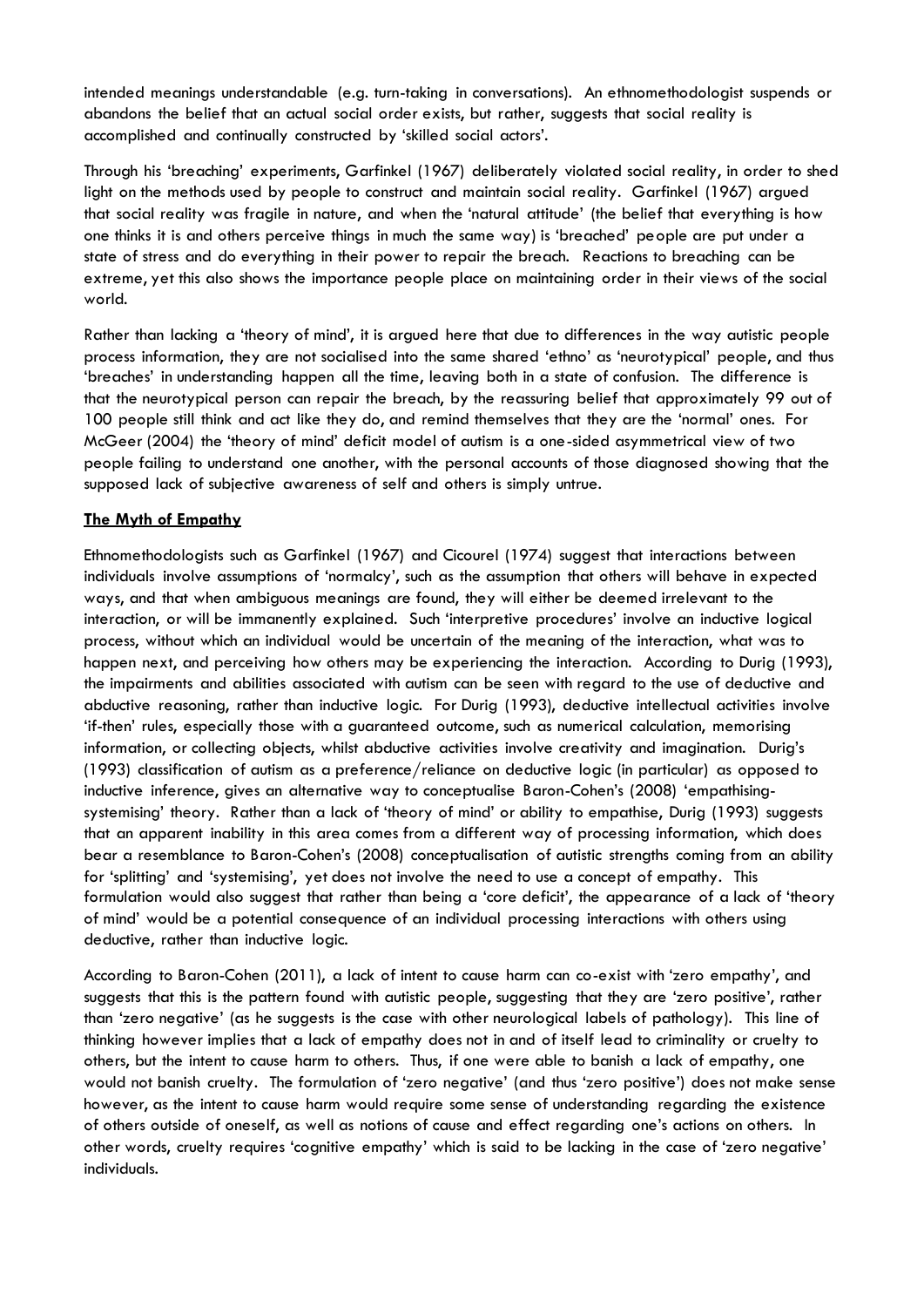intended meanings understandable (e.g. turn-taking in conversations). An ethnomethodologist suspends or abandons the belief that an actual social order exists, but rather, suggests that social reality is accomplished and continually constructed by 'skilled social actors'.

Through his 'breaching' experiments, Garfinkel (1967) deliberately violated social reality, in order to shed light on the methods used by people to construct and maintain social reality. Garfinkel (1967) argued that social reality was fragile in nature, and when the 'natural attitude' (the belief that everything is how one thinks it is and others perceive things in much the same way) is 'breached' people are put under a state of stress and do everything in their power to repair the breach. Reactions to breaching can be extreme, yet this also shows the importance people place on maintaining order in their views of the social world.

Rather than lacking a 'theory of mind', it is argued here that due to differences in the way autistic people process information, they are not socialised into the same shared 'ethno' as 'neurotypical' people, and thus 'breaches' in understanding happen all the time, leaving both in a state of confusion. The difference is that the neurotypical person can repair the breach, by the reassuring belief that approximately 99 out of 100 people still think and act like they do, and remind themselves that they are the 'normal' ones. For McGeer (2004) the 'theory of mind' deficit model of autism is a one-sided asymmetrical view of two people failing to understand one another, with the personal accounts of those diagnosed showing that the supposed lack of subjective awareness of self and others is simply untrue.

## The Myth of Empathy

Ethnomethodologists such as Garfinkel (1967) and Cicourel (1974) suggest that interactions between individuals involve assumptions of 'normalcy', such as the assumption that others will behave in expected ways, and that when ambiguous meanings are found, they will either be deemed irrelevant to the interaction, or will be immanently explained. Such 'interpretive procedures' involve an inductive logical process, without which an individual would be uncertain of the meaning of the interaction, what was to happen next, and perceiving how others may be experiencing the interaction. According to Durig (1993), the impairments and abilities associated with autism can be seen with regard to the use of deductive and abductive reasoning, rather than inductive logic. For Durig (1993), deductive intellectual activities involve 'if-then' rules, especially those with a guaranteed outcome, such as numerical calculation, memorising information, or collecting objects, whilst abductive activities involve creativity and imagination. Durig's (1993) classification of autism as a preference/reliance on deductive logic (in particular) as opposed to inductive inference, gives an alternative way to conceptualise Baron-Cohen's (2008) 'empathising-systemising' theory. Rather than a lack of 'theory of mind' or ability to empathise, Durig (1993) suggests that an apparent inability in this area comes from a different way of processing information, which does bear a resemblance to Baron-Cohen's (2008) conceptualisation of autistic strengths coming from an ability for 'splitting' and 'systemising', yet does not involve the need to use a concept of empathy. This formulation would also suggest that rather than being a 'core deficit', the appearance of a lack of 'theory of mind' would be a potential consequence of an individual processing interactions with others using deductive, rather than inductive logic.

According to Baron-Cohen (2011), a lack of intent to cause harm can co-exist with 'zero empathy', and suggests that this is the pattern found with autistic people, suggesting that they are 'zero positive', rather than 'zero negative' (as he suggests is the case with other neurological labels of pathology). This line of thinking however implies that a lack of empathy does not in and of itself lead to criminality or cruelty to others, but the intent to cause harm to others. Thus, if one were able to banish a lack of empathy, one would not banish cruelty. The formulation of 'zero negative' (and thus 'zero positive') does not make sense however, as the intent to cause harm would require some sense of understanding regarding the existence of others outside of oneself, as well as notions of cause and effect regarding one's actions on others. In other words, cruelty requires 'cognitive empathy' which is said to be lacking in the case of 'zero negative' individuals.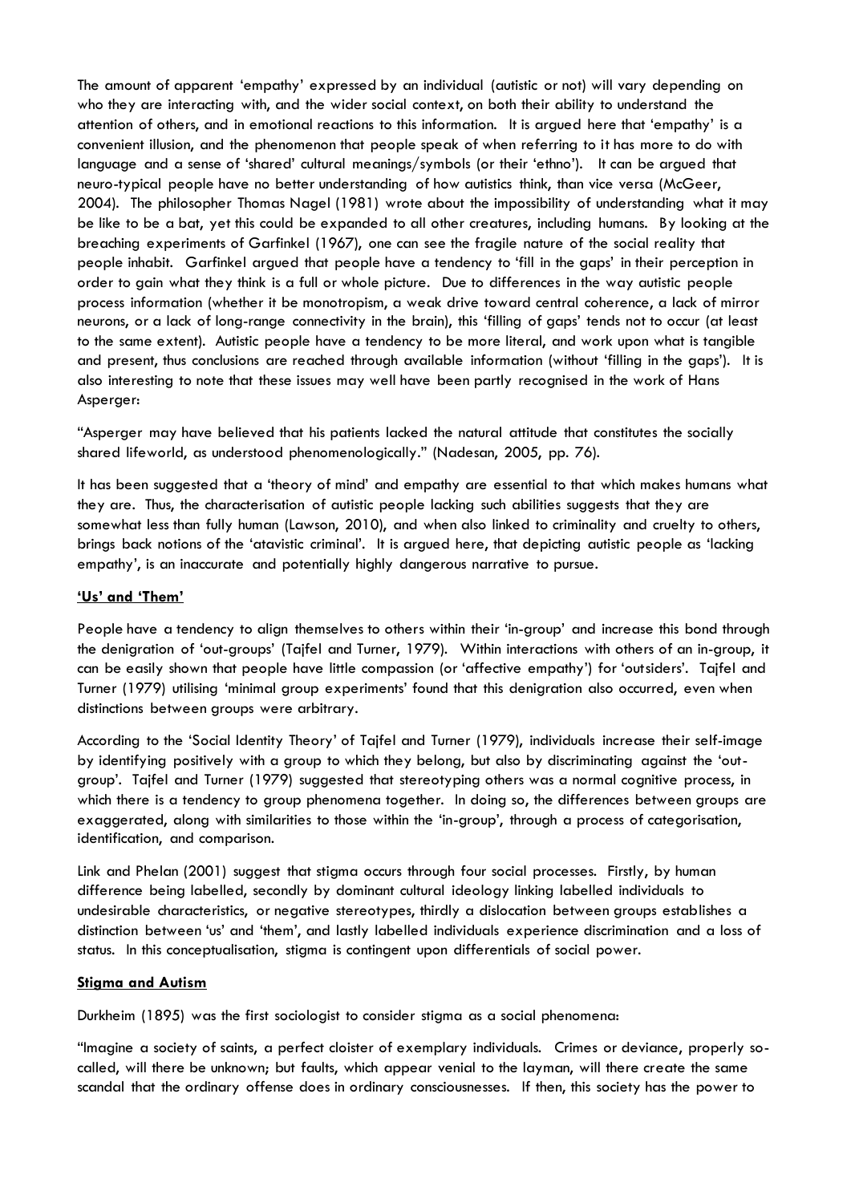The amount of apparent 'empathy' expressed by an individual (autistic or not) will vary depending on who they are interacting with, and the wider social context, on both their ability to understand the attention of others, and in emotional reactions to this information. It is argued here that 'empathy' is a convenient illusion, and the phenomenon that people speak of when referring to it has more to do with language and a sense of 'shared' cultural meanings/symbols (or their 'ethno'). It can be argued that neuro-typical people have no better understanding of how autistics think, than vice versa (McGeer, 2004). The philosopher Thomas Nagel (1981) wrote about the impossibility of understanding what it may be like to be a bat, yet this could be expanded to all other creatures, including humans. By looking at the breaching experiments of Garfinkel (1967), one can see the fragile nature of the social reality that people inhabit. Garfinkel argued that people have a tendency to 'fill in the gaps' in their perception in order to gain what they think is a full or whole picture. Due to differences in the way autistic people process information (whether it be monotropism, a weak drive toward central coherence, a lack of mirror neurons, or a lack of long-range connectivity in the brain), this 'filling of gaps' tends not to occur (at least to the same extent). Autistic people have a tendency to be more literal, and work upon what is tangible and present, thus conclusions are reached through available information (without 'filling in the gaps'). It is also interesting to note that these issues may well have been partly recognised in the work of Hans Asperger:

"Asperger may have believed that his patients lacked the natural attitude that constitutes the socially shared lifeworld, as understood phenomenologically." (Nadesan, 2005, pp. 76).

It has been suggested that a 'theory of mind' and empathy are essential to that which makes humans what they are. Thus, the characterisation of autistic people lacking such abilities suggests that they are somewhat less than fully human (Lawson, 2010), and when also linked to criminality and cruelty to others, brings back notions of the 'atavistic criminal'. It is argued here, that depicting autistic people as 'lacking empathy', is an inaccurate and potentially highly dangerous narrative to pursue.

## 'Us' and 'Them'

People have a tendency to align themselves to others within their 'in-group' and increase this bond through the denigration of 'out-groups' (Tajfel and Turner, 1979). Within interactions with others of an in-group, it can be easily shown that people have little compassion (or 'affective empathy') for 'outsiders'. Tajfel and Turner (1979) utilising 'minimal group experiments' found that this denigration also occurred, even when distinctions between groups were arbitrary.

According to the 'Social Identity Theory' of Tajfel and Turner (1979), individuals increase their self-image by identifying positively with a group to which they belong, but also by discriminating against the 'out-group'. Tajfel and Turner (1979) suggested that stereotyping others was a normal cognitive process, in which there is a tendency to group phenomena together. In doing so, the differences between groups are exaggerated, along with similarities to those within the 'in-group', through a process of categorisation, identification, and comparison.

Link and Phelan (2001) suggest that stigma occurs through four social processes. Firstly, by human difference being labelled, secondly by dominant cultural ideology linking labelled individuals to undesirable characteristics, or negative stereotypes, thirdly a dislocation between groups establishes a distinction between 'us' and 'them', and lastly labelled individuals experience discrimination and a loss of status. In this conceptualisation, stigma is contingent upon differentials of social power.

## Stigma and Autism

Durkheim (1895) was the first sociologist to consider stigma as a social phenomena:

"Imagine a society of saints, a perfect cloister of exemplary individuals. Crimes or deviance, properly so-called, will there be unknown; but faults, which appear venial to the layman, will there create the same scandal that the ordinary offense does in ordinary consciousnesses. If then, this society has the power to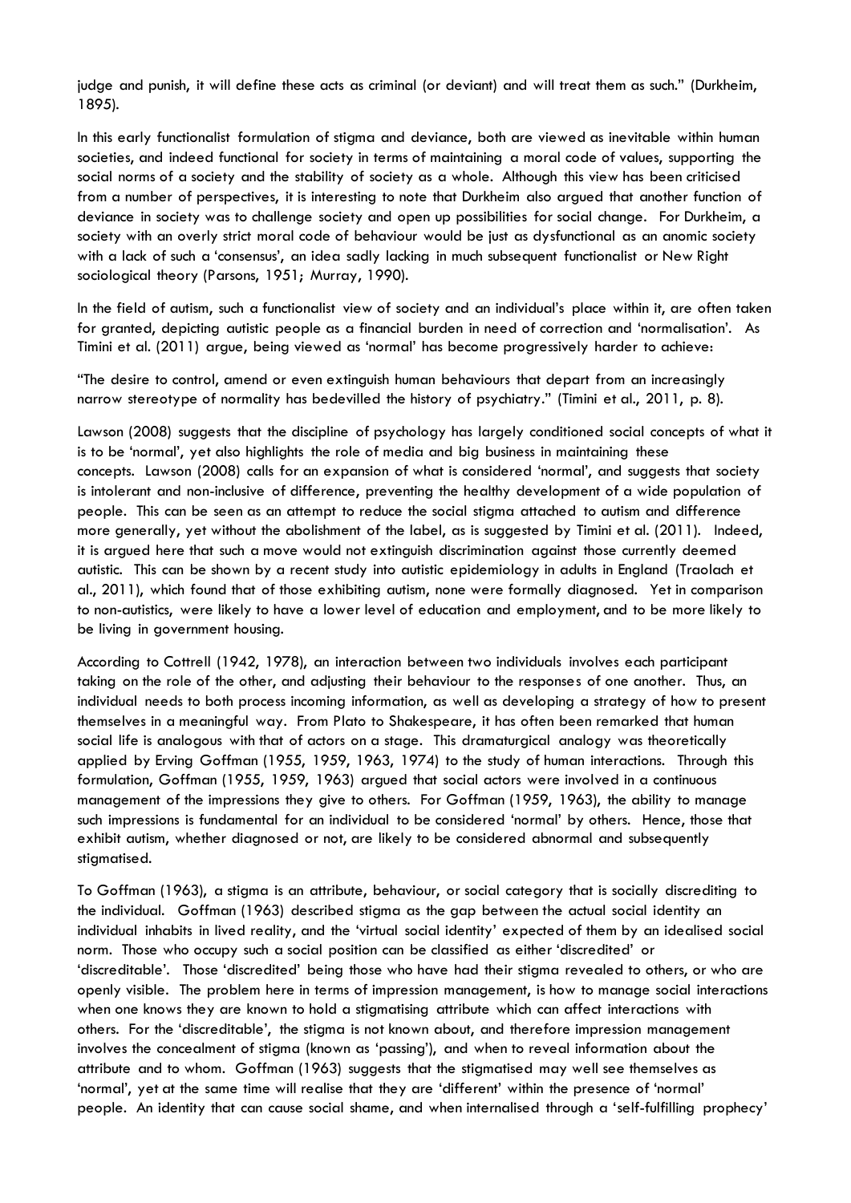judge and punish, it will define these acts as criminal (or deviant) and will treat them as such." (Durkheim, 1895).

In this early functionalist formulation of stigma and deviance, both are viewed as inevitable within human societies, and indeed functional for society in terms of maintaining a moral code of values, supporting the social norms of a society and the stability of society as a whole. Although this view has been criticised from a number of perspectives, it is interesting to note that Durkheim also argued that another function of deviance in society was to challenge society and open up possibilities for social change. For Durkheim, a society with an overly strict moral code of behaviour would be just as dysfunctional as an anomic society with a lack of such a 'consensus', an idea sadly lacking in much subsequent functionalist or New Right sociological theory (Parsons, 1951; Murray, 1990).

In the field of autism, such a functionalist view of society and an individual's place within it, are often taken for granted, depicting autistic people as a financial burden in need of correction and 'normalisation'. As Timini et al. (2011) argue, being viewed as 'normal' has become progressively harder to achieve:

"The desire to control, amend or even extinguish human behaviours that depart from an increasingly narrow stereotype of normality has bedevilled the history of psychiatry." (Timini et al., 2011, p. 8).

Lawson (2008) suggests that the discipline of psychology has largely conditioned social concepts of what it is to be 'normal', yet also highlights the role of media and big business in maintaining these concepts. Lawson (2008) calls for an expansion of what is considered 'normal', and suggests that society is intolerant and non-inclusive of difference, preventing the healthy development of a wide population of people. This can be seen as an attempt to reduce the social stigma attached to autism and difference more generally, yet without the abolishment of the label, as is suggested by Timini et al. (2011). Indeed, it is argued here that such a move would not extinguish discrimination against those currently deemed autistic. This can be shown by a recent study into autistic epidemiology in adults in England (Traolach et al., 2011), which found that of those exhibiting autism, none were formally diagnosed. Yet in comparison to non-autistics, were likely to have a lower level of education and employment, and to be more likely to be living in government housing.

According to Cottrell (1942, 1978), an interaction between two individuals involves each participant taking on the role of the other, and adjusting their behaviour to the responses of one another. Thus, an individual needs to both process incoming information, as well as developing a strategy of how to present themselves in a meaningful way. From Plato to Shakespeare, it has often been remarked that human social life is analogous with that of actors on a stage. This dramaturgical analogy was theoretically applied by Erving Goffman (1955, 1959, 1963, 1974) to the study of human interactions. Through this formulation, Goffman (1955, 1959, 1963) argued that social actors were involved in a continuous management of the impressions they give to others. For Goffman (1959, 1963), the ability to manage such impressions is fundamental for an individual to be considered 'normal' by others. Hence, those that exhibit autism, whether diagnosed or not, are likely to be considered abnormal and subsequently stigmatised.

To Goffman (1963), a stigma is an attribute, behaviour, or social category that is socially discrediting to the individual. Goffman (1963) described stigma as the gap between the actual social identity an individual inhabits in lived reality, and the 'virtual social identity' expected of them by an idealised social norm. Those who occupy such a social position can be classified as either 'discredited' or 'discreditable'. Those 'discredited' being those who have had their stigma revealed to others, or who are openly visible. The problem here in terms of impression management, is how to manage social interactions when one knows they are known to hold a stigmatising attribute which can affect interactions with others. For the 'discreditable', the stigma is not known about, and therefore impression management involves the concealment of stigma (known as 'passing'), and when to reveal information about the attribute and to whom. Goffman (1963) suggests that the stigmatised may well see themselves as 'normal', yet at the same time will realise that they are 'different' within the presence of 'normal' people. An identity that can cause social shame, and when internalised through a 'self-fulfilling prophecy'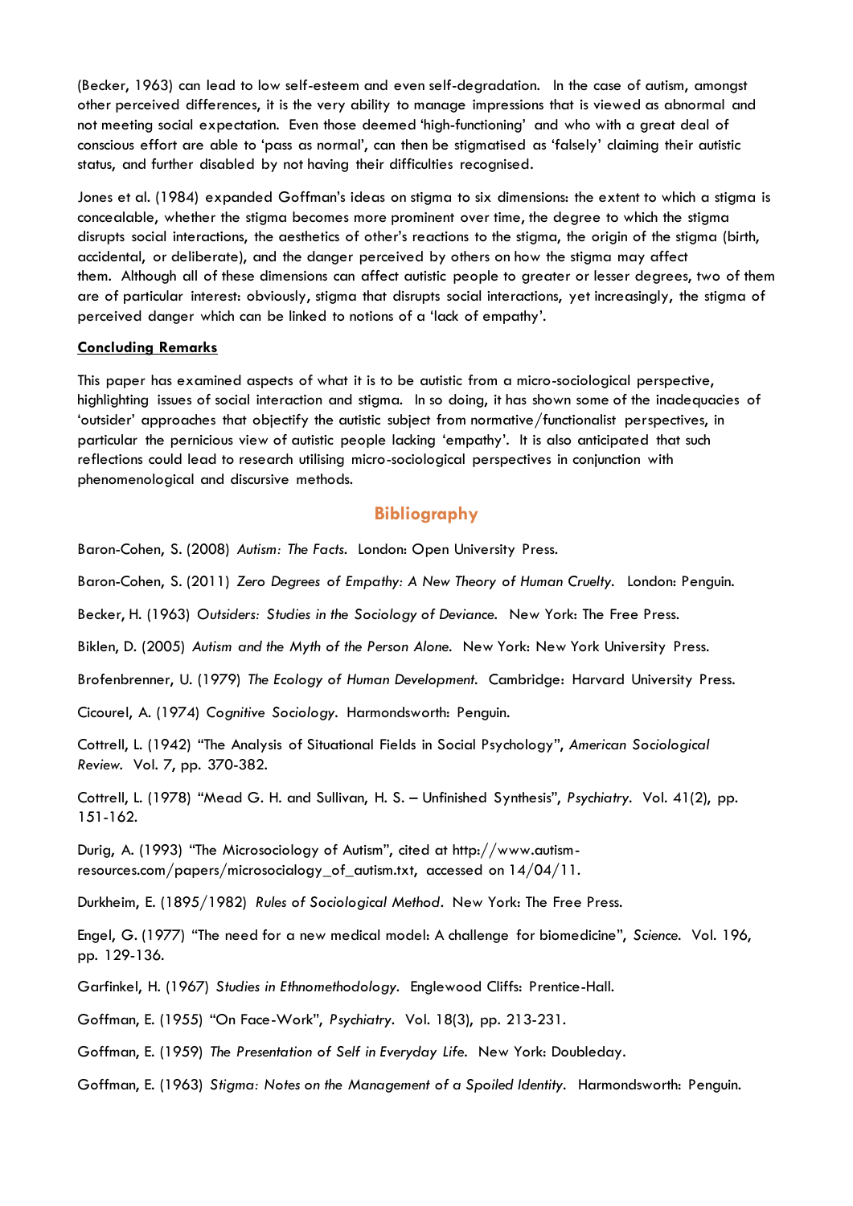(Becker, 1963) can lead to low self-esteem and even self-degradation. In the case of autism, amongst other perceived differences, it is the very ability to manage impressions that is viewed as abnormal and not meeting social expectation. Even those deemed 'high-functioning' and who with a great deal of conscious effort are able to 'pass as normal', can then be stigmatised as 'falsely' claiming their autistic status, and further disabled by not having their difficulties recognised.

Jones et al. (1984) expanded Goffman's ideas on stigma to six dimensions: the extent to which a stigma is concealable, whether the stigma becomes more prominent over time, the degree to which the stigma disrupts social interactions, the aesthetics of other's reactions to the stigma, the origin of the stigma (birth, accidental, or deliberate), and the danger perceived by others on how the stigma may affect them. Although all of these dimensions can affect autistic people to greater or lesser degrees, two of them are of particular interest: obviously, stigma that disrupts social interactions, yet increasingly, the stigma of perceived danger which can be linked to notions of a 'lack of empathy'.

**Concluding Remarks**

This paper has examined aspects of what it is to be autistic from a micro-sociological perspective, highlighting issues of social interaction and stigma. In so doing, it has shown some of the inadequacies of 'outsider' approaches that objectify the autistic subject from normative/functionalist perspectives, in particular the pernicious view of autistic people lacking 'empathy'. It is also anticipated that such reflections could lead to research utilising micro-sociological perspectives in conjunction with phenomenological and discursive methods.

## Bibliography

Baron-Cohen, S. (2008) *Autism: The Facts*. London: Open University Press.

Baron-Cohen, S. (2011) *Zero Degrees of Empathy: A New Theory of Human Cruelty*. London: Penguin.

Becker, H. (1963) *Outsiders: Studies in the Sociology of Deviance*. New York: The Free Press.

Biklen, D. (2005) *Autism and the Myth of the Person Alone*. New York: New York University Press.

Brofenbrenner, U. (1979) *The Ecology of Human Development*. Cambridge: Harvard University Press.

Cicourel, A. (1974) *Cognitive Sociology*. Harmondsworth: Penguin.

Cottrell, L. (1942) "The Analysis of Situational Fields in Social Psychology", *American Sociological Review*. Vol. 7, pp. 370-382.

Cottrell, L. (1978) "Mead G. H. and Sullivan, H. S. – Unfinished Synthesis", *Psychiatry*. Vol. 41(2), pp. 151-162.

Durig, A. (1993) "The Microsociology of Autism", cited at http://www.autism-resources.com/papers/microsocialogy_of_autism.txt, accessed on 14/04/11.

Durkheim, E. (1895/1982) *Rules of Sociological Method*. New York: The Free Press.

Engel, G. (1977) "The need for a new medical model: A challenge for biomedicine", *Science*. Vol. 196, pp. 129-136.

Garfinkel, H. (1967) *Studies in Ethnomethodology*. Englewood Cliffs: Prentice-Hall.

Goffman, E. (1955) "On Face-Work", *Psychiatry*. Vol. 18(3), pp. 213-231.

Goffman, E. (1959) *The Presentation of Self in Everyday Life*. New York: Doubleday.

Goffman, E. (1963) *Stigma: Notes on the Management of a Spoiled Identity*. Harmondsworth: Penguin.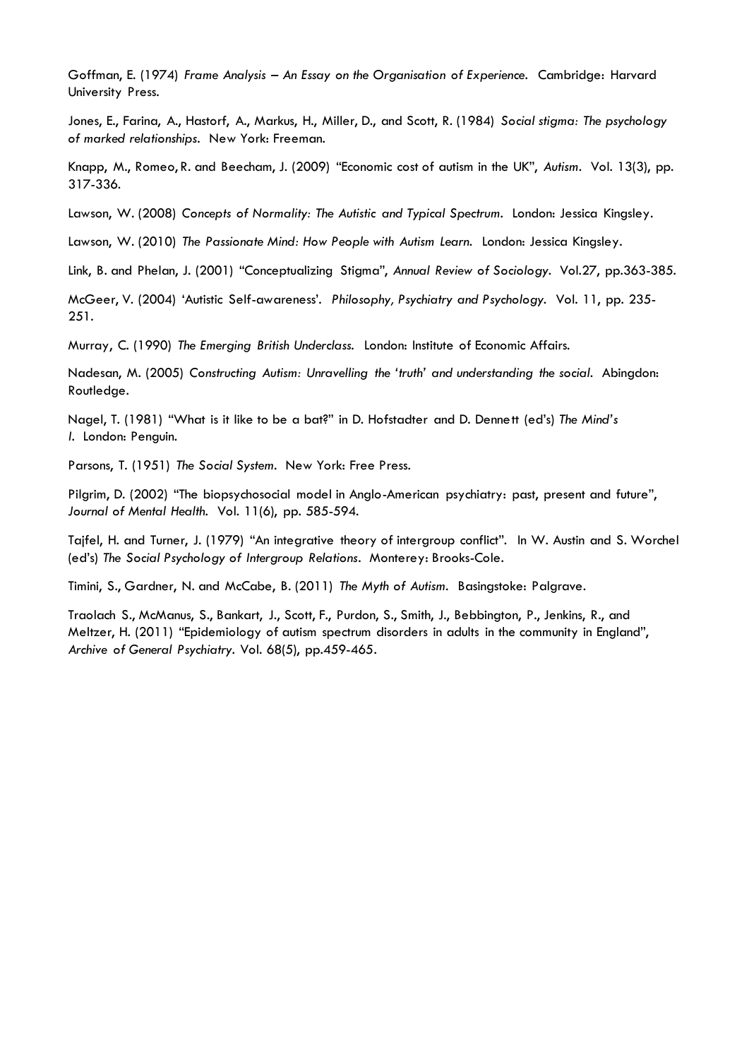Goffman, E. (1974) *Frame Analysis – An Essay on the Organisation of Experience*. Cambridge: Harvard University Press.

Jones, E., Farina, A., Hastorf, A., Markus, H., Miller, D., and Scott, R. (1984) *Social stigma: The psychology of marked relationships*. New York: Freeman.

Knapp, M., Romeo, R. and Beecham, J. (2009) "Economic cost of autism in the UK", *Autism*. Vol. 13(3), pp. 317-336.

Lawson, W. (2008) *Concepts of Normality: The Autistic and Typical Spectrum*. London: Jessica Kingsley.

Lawson, W. (2010) *The Passionate Mind: How People with Autism Learn*. London: Jessica Kingsley.

Link, B. and Phelan, J. (2001) "Conceptualizing Stigma", *Annual Review of Sociology*. Vol.27, pp.363-385.

McGeer, V. (2004) 'Autistic Self-awareness'. *Philosophy, Psychiatry and Psychology*. Vol. 11, pp. 235-251.

Murray, C. (1990) *The Emerging British Underclass*. London: Institute of Economic Affairs.

Nadesan, M. (2005) *Constructing Autism: Unravelling the 'truth' and understanding the social*. Abingdon: Routledge.

Nagel, T. (1981) "What is it like to be a bat?" in D. Hofstadter and D. Dennett (ed's) *The Mind's I*. London: Penguin.

Parsons, T. (1951) *The Social System*. New York: Free Press.

Pilgrim, D. (2002) "The biopsychosocial model in Anglo-American psychiatry: past, present and future", *Journal of Mental Health*. Vol. 11(6), pp. 585-594.

Tajfel, H. and Turner, J. (1979) "An integrative theory of intergroup conflict". In W. Austin and S. Worchel (ed's) *The Social Psychology of Intergroup Relations*. Monterey: Brooks-Cole.

Timini, S., Gardner, N. and McCabe, B. (2011) *The Myth of Autism*. Basingstoke: Palgrave.

Traolach S., McManus, S., Bankart, J., Scott, F., Purdon, S., Smith, J., Bebbington, P., Jenkins, R., and Meltzer, H. (2011) "Epidemiology of autism spectrum disorders in adults in the community in England", *Archive of General Psychiatry*. Vol. 68(5), pp.459-465.